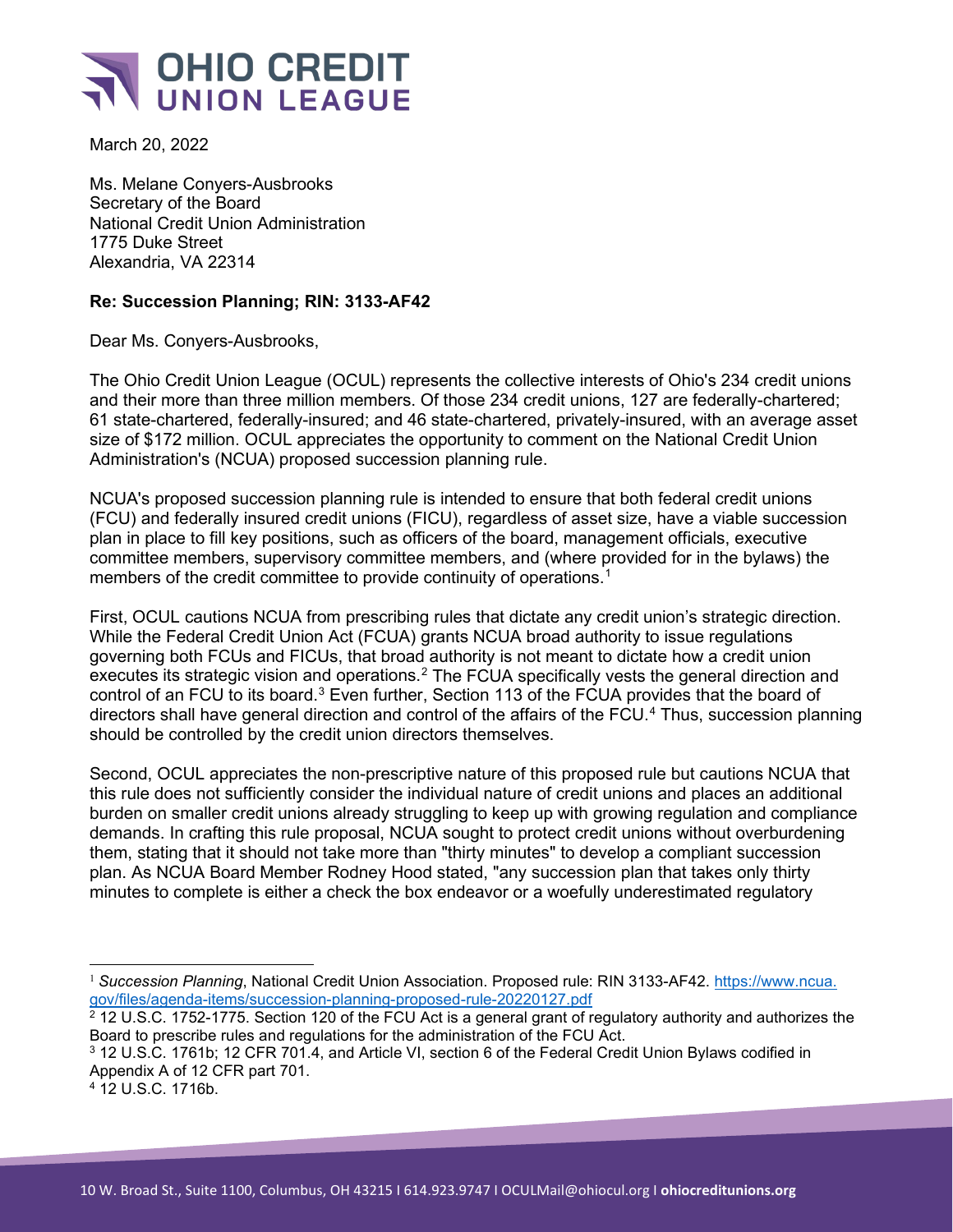# OHIO CREDIT UNION LEAGUE

March 20, 2022

Ms. Melane Conyers-Ausbrooks
Secretary of the Board
National Credit Union Administration
1775 Duke Street
Alexandria, VA 22314

**Re: Succession Planning; RIN: 3133-AF42**

Dear Ms. Conyers-Ausbrooks,

The Ohio Credit Union League (OCUL) represents the collective interests of Ohio's 234 credit unions and their more than three million members. Of those 234 credit unions, 127 are federally-chartered; 61 state-chartered, federally-insured; and 46 state-chartered, privately-insured, with an average asset size of $172 million. OCUL appreciates the opportunity to comment on the National Credit Union Administration's (NCUA) proposed succession planning rule.

NCUA's proposed succession planning rule is intended to ensure that both federal credit unions (FCU) and federally insured credit unions (FICU), regardless of asset size, have a viable succession plan in place to fill key positions, such as officers of the board, management officials, executive committee members, supervisory committee members, and (where provided for in the bylaws) the members of the credit committee to provide continuity of operations.[1]

First, OCUL cautions NCUA from prescribing rules that dictate any credit union's strategic direction. While the Federal Credit Union Act (FCUA) grants NCUA broad authority to issue regulations governing both FCUs and FICUs, that broad authority is not meant to dictate how a credit union executes its strategic vision and operations.[2] The FCUA specifically vests the general direction and control of an FCU to its board.[3] Even further, Section 113 of the FCUA provides that the board of directors shall have general direction and control of the affairs of the FCU.[4] Thus, succession planning should be controlled by the credit union directors themselves.

Second, OCUL appreciates the non-prescriptive nature of this proposed rule but cautions NCUA that this rule does not sufficiently consider the individual nature of credit unions and places an additional burden on smaller credit unions already struggling to keep up with growing regulation and compliance demands. In crafting this rule proposal, NCUA sought to protect credit unions without overburdening them, stating that it should not take more than "thirty minutes" to develop a compliant succession plan. As NCUA Board Member Rodney Hood stated, "any succession plan that takes only thirty minutes to complete is either a check the box endeavor or a woefully underestimated regulatory

---

[1] *Succession Planning*, National Credit Union Association. Proposed rule: RIN 3133-AF42. https://www.ncua.gov/files/agenda-items/succession-planning-proposed-rule-20220127.pdf

[2] 12 U.S.C. 1752-1775. Section 120 of the FCU Act is a general grant of regulatory authority and authorizes the Board to prescribe rules and regulations for the administration of the FCU Act.

[3] 12 U.S.C. 1761b; 12 CFR 701.4, and Article VI, section 6 of the Federal Credit Union Bylaws codified in Appendix A of 12 CFR part 701.

[4] 12 U.S.C. 1716b.

10 W. Broad St., Suite 1100, Columbus, OH 43215 I 614.923.9747 I OCULMail@ohiocul.org I **ohiocreditunions.org**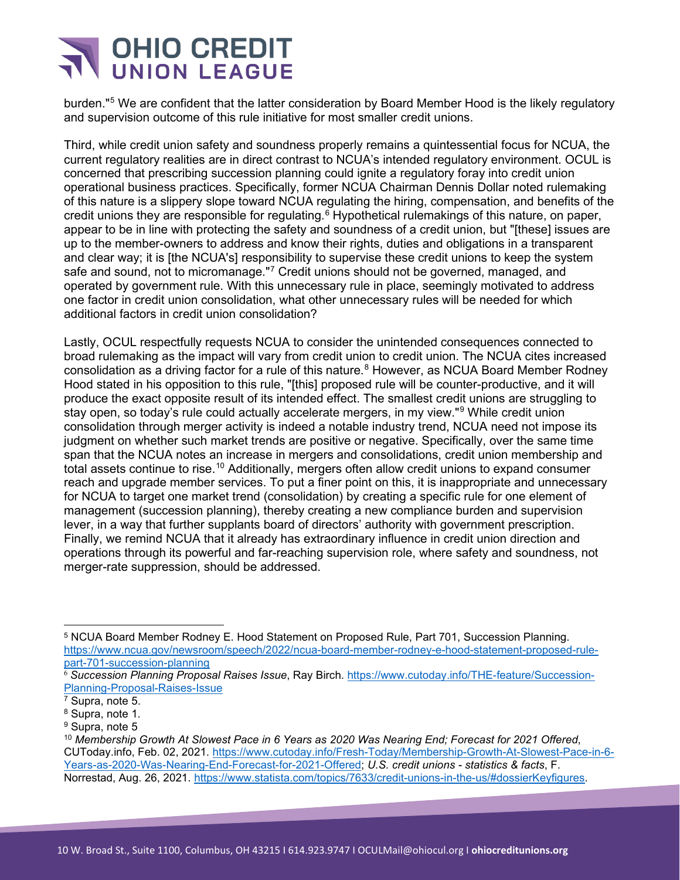burden."[5] We are confident that the latter consideration by Board Member Hood is the likely regulatory and supervision outcome of this rule initiative for most smaller credit unions.

Third, while credit union safety and soundness properly remains a quintessential focus for NCUA, the current regulatory realities are in direct contrast to NCUA's intended regulatory environment. OCUL is concerned that prescribing succession planning could ignite a regulatory foray into credit union operational business practices. Specifically, former NCUA Chairman Dennis Dollar noted rulemaking of this nature is a slippery slope toward NCUA regulating the hiring, compensation, and benefits of the credit unions they are responsible for regulating.[6] Hypothetical rulemakings of this nature, on paper, appear to be in line with protecting the safety and soundness of a credit union, but "[these] issues are up to the member-owners to address and know their rights, duties and obligations in a transparent and clear way; it is [the NCUA's] responsibility to supervise these credit unions to keep the system safe and sound, not to micromanage."[7] Credit unions should not be governed, managed, and operated by government rule. With this unnecessary rule in place, seemingly motivated to address one factor in credit union consolidation, what other unnecessary rules will be needed for which additional factors in credit union consolidation?

Lastly, OCUL respectfully requests NCUA to consider the unintended consequences connected to broad rulemaking as the impact will vary from credit union to credit union. The NCUA cites increased consolidation as a driving factor for a rule of this nature.[8] However, as NCUA Board Member Rodney Hood stated in his opposition to this rule, "[this] proposed rule will be counter-productive, and it will produce the exact opposite result of its intended effect. The smallest credit unions are struggling to stay open, so today's rule could actually accelerate mergers, in my view."[9] While credit union consolidation through merger activity is indeed a notable industry trend, NCUA need not impose its judgment on whether such market trends are positive or negative. Specifically, over the same time span that the NCUA notes an increase in mergers and consolidations, credit union membership and total assets continue to rise.[10] Additionally, mergers often allow credit unions to expand consumer reach and upgrade member services. To put a finer point on this, it is inappropriate and unnecessary for NCUA to target one market trend (consolidation) by creating a specific rule for one element of management (succession planning), thereby creating a new compliance burden and supervision lever, in a way that further supplants board of directors' authority with government prescription. Finally, we remind NCUA that it already has extraordinary influence in credit union direction and operations through its powerful and far-reaching supervision role, where safety and soundness, not merger-rate suppression, should be addressed.

---

[5] NCUA Board Member Rodney E. Hood Statement on Proposed Rule, Part 701, Succession Planning. https://www.ncua.gov/newsroom/speech/2022/ncua-board-member-rodney-e-hood-statement-proposed-rule-part-701-succession-planning

[6] *Succession Planning Proposal Raises Issue*, Ray Birch. https://www.cutoday.info/THE-feature/Succession-Planning-Proposal-Raises-Issue

[7] Supra, note 5.

[8] Supra, note 1.

[9] Supra, note 5

[10] *Membership Growth At Slowest Pace in 6 Years as 2020 Was Nearing End; Forecast for 2021 Offered*, CUToday.info, Feb. 02, 2021. https://www.cutoday.info/Fresh-Today/Membership-Growth-At-Slowest-Pace-in-6-Years-as-2020-Was-Nearing-End-Forecast-for-2021-Offered; *U.S. credit unions - statistics & facts*, F. Norrestad, Aug. 26, 2021. https://www.statista.com/topics/7633/credit-unions-in-the-us/#dossierKeyfigures.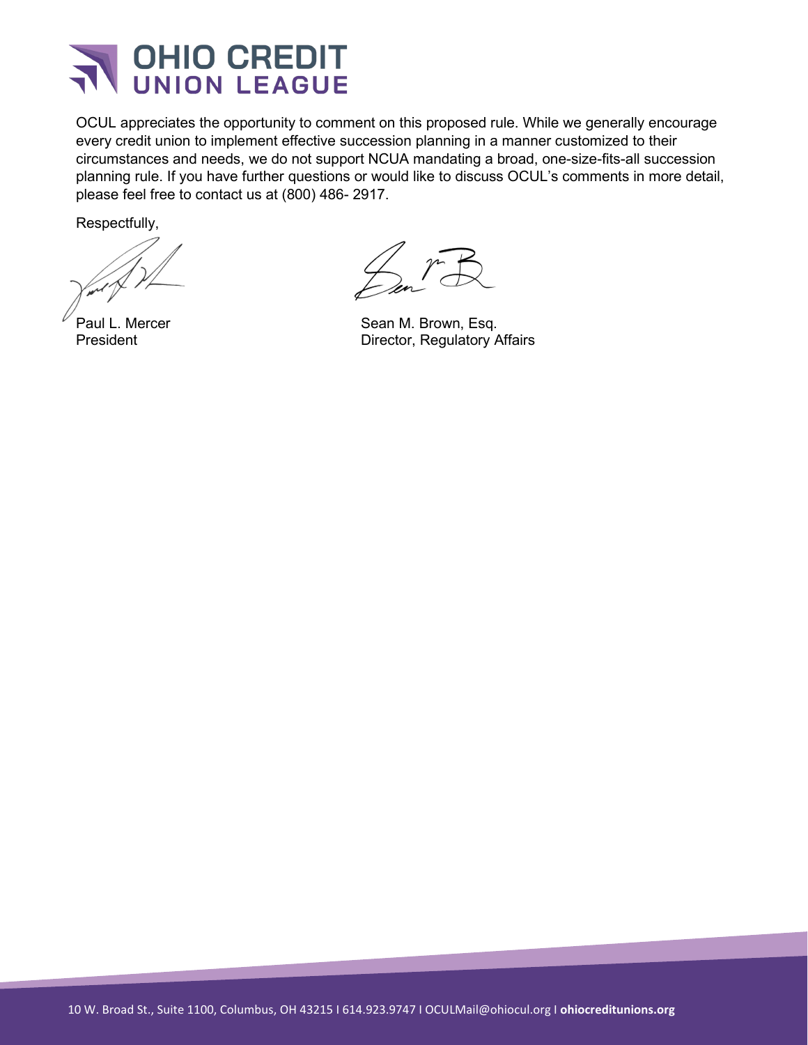OCUL appreciates the opportunity to comment on this proposed rule. While we generally encourage every credit union to implement effective succession planning in a manner customized to their circumstances and needs, we do not support NCUA mandating a broad, one-size-fits-all succession planning rule. If you have further questions or would like to discuss OCUL's comments in more detail, please feel free to contact us at (800) 486- 2917.

Respectfully,

Paul L. Mercer
President

Sean M. Brown, Esq.
Director, Regulatory Affairs